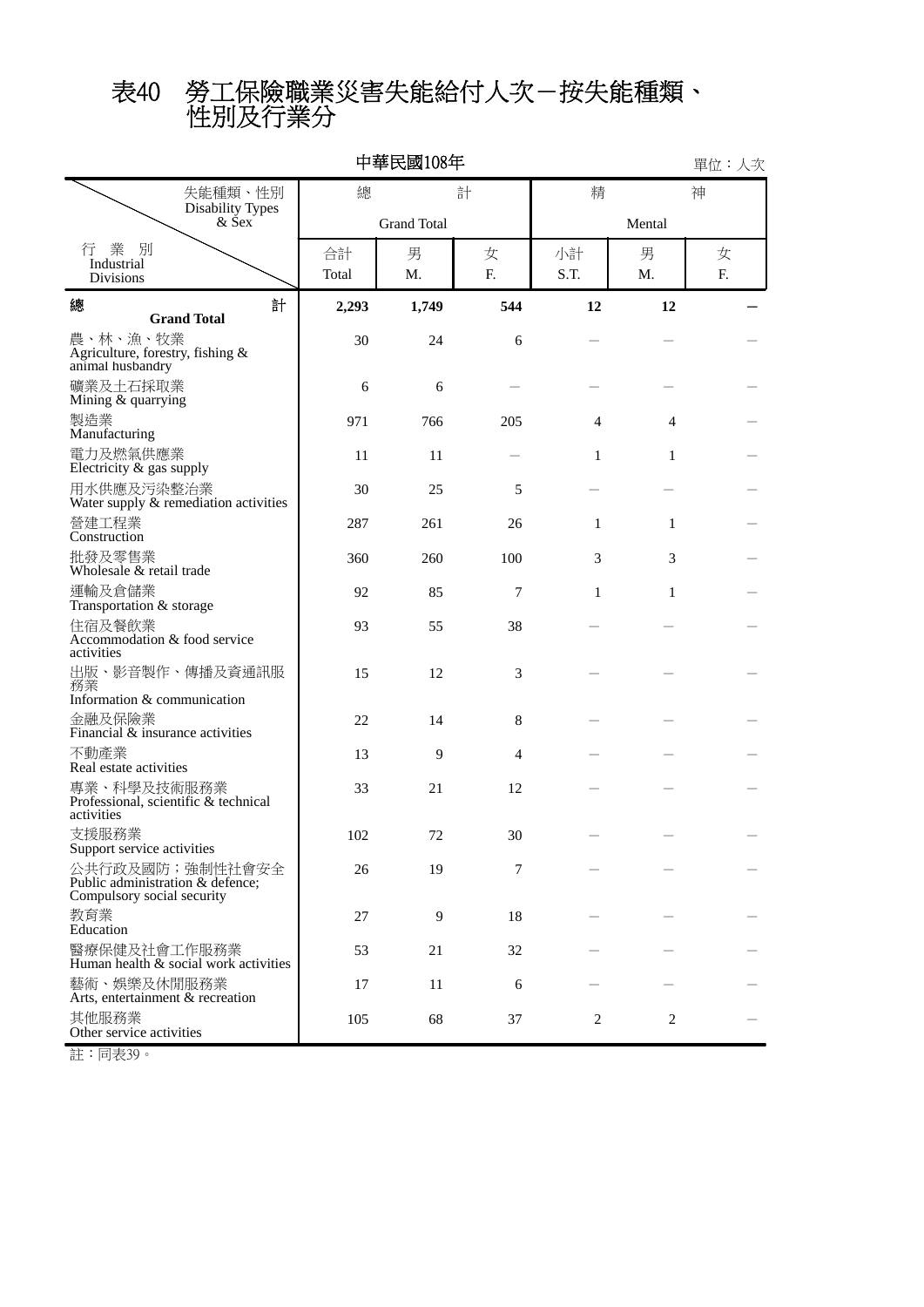# 表40　勞工保險職業災害失能給付人次－按失能種類、性別及行業分

中華民國108年

單位：人次

| 失能種類、性別 Disability Types & Sex ／ 行業別 Industrial Divisions | 總計 Grand Total | | | 精神 Mental | | |
|---|---|---|---|---|---|---|
| | 合計 Total | 男 M. | 女 F. | 小計 S.T. | 男 M. | 女 F. |
| **總計 Grand Total** | **2,293** | **1,749** | **544** | **12** | **12** | **－** |
| 農、林、漁、牧業 Agriculture, forestry, fishing & animal husbandry | 30 | 24 | 6 | － | － | － |
| 礦業及土石採取業 Mining & quarrying | 6 | 6 | － | － | － | － |
| 製造業 Manufacturing | 971 | 766 | 205 | 4 | 4 | － |
| 電力及燃氣供應業 Electricity & gas supply | 11 | 11 | － | 1 | 1 | － |
| 用水供應及污染整治業 Water supply & remediation activities | 30 | 25 | 5 | － | － | － |
| 營建工程業 Construction | 287 | 261 | 26 | 1 | 1 | － |
| 批發及零售業 Wholesale & retail trade | 360 | 260 | 100 | 3 | 3 | － |
| 運輸及倉儲業 Transportation & storage | 92 | 85 | 7 | 1 | 1 | － |
| 住宿及餐飲業 Accommodation & food service activities | 93 | 55 | 38 | － | － | － |
| 出版、影音製作、傳播及資通訊服務業 Information & communication | 15 | 12 | 3 | － | － | － |
| 金融及保險業 Financial & insurance activities | 22 | 14 | 8 | － | － | － |
| 不動產業 Real estate activities | 13 | 9 | 4 | － | － | － |
| 專業、科學及技術服務業 Professional, scientific & technical activities | 33 | 21 | 12 | － | － | － |
| 支援服務業 Support service activities | 102 | 72 | 30 | － | － | － |
| 公共行政及國防；強制性社會安全 Public administration & defence; Compulsory social security | 26 | 19 | 7 | － | － | － |
| 教育業 Education | 27 | 9 | 18 | － | － | － |
| 醫療保健及社會工作服務業 Human health & social work activities | 53 | 21 | 32 | － | － | － |
| 藝術、娛樂及休閒服務業 Arts, entertainment & recreation | 17 | 11 | 6 | － | － | － |
| 其他服務業 Other service activities | 105 | 68 | 37 | 2 | 2 | － |

註：同表39。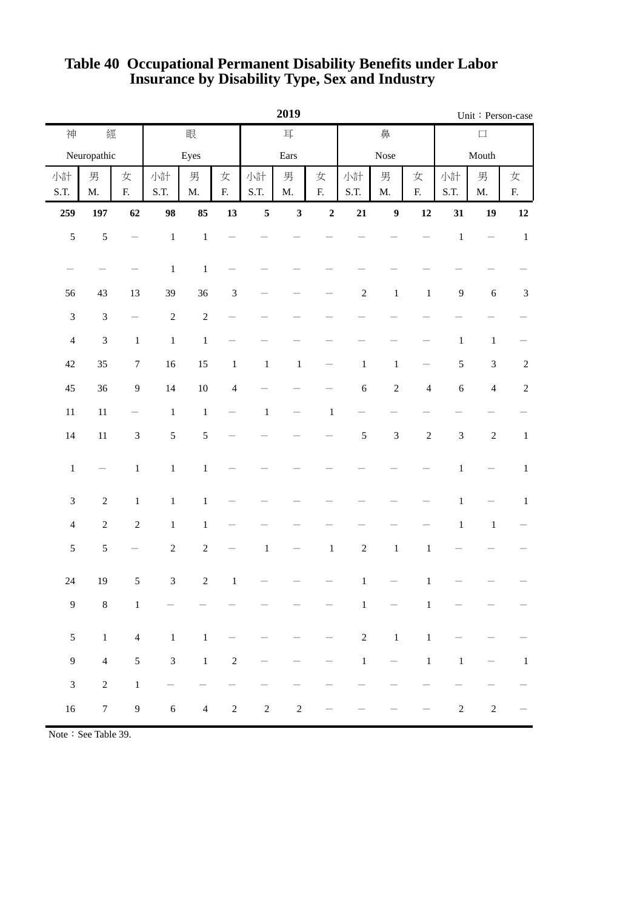# Table 40 Occupational Permanent Disability Benefits under Labor Insurance by Disability Type, Sex and Industry

2019

Unit：Person-case

| 神經 Neuropathic | | | 眼 Eyes | | | 耳 Ears | | | 鼻 Nose | | | 口 Mouth | | |
|---|---|---|---|---|---|---|---|---|---|---|---|---|---|---|
| 小計 S.T. | 男 M. | 女 F. | 小計 S.T. | 男 M. | 女 F. | 小計 S.T. | 男 M. | 女 F. | 小計 S.T. | 男 M. | 女 F. | 小計 S.T. | 男 M. | 女 F. |
| **259** | **197** | **62** | **98** | **85** | **13** | **5** | **3** | **2** | **21** | **9** | **12** | **31** | **19** | **12** |
| 5 | 5 | － | 1 | 1 | － | － | － | － | － | － | － | 1 | － | 1 |
| － | － | － | 1 | 1 | － | － | － | － | － | － | － | － | － | － |
| 56 | 43 | 13 | 39 | 36 | 3 | － | － | － | 2 | 1 | 1 | 9 | 6 | 3 |
| 3 | 3 | － | 2 | 2 | － | － | － | － | － | － | － | － | － | － |
| 4 | 3 | 1 | 1 | 1 | － | － | － | － | － | － | － | 1 | 1 | － |
| 42 | 35 | 7 | 16 | 15 | 1 | 1 | 1 | － | 1 | 1 | － | 5 | 3 | 2 |
| 45 | 36 | 9 | 14 | 10 | 4 | － | － | － | 6 | 2 | 4 | 6 | 4 | 2 |
| 11 | 11 | － | 1 | 1 | － | 1 | － | 1 | － | － | － | － | － | － |
| 14 | 11 | 3 | 5 | 5 | － | － | － | － | 5 | 3 | 2 | 3 | 2 | 1 |
| 1 | － | 1 | 1 | 1 | － | － | － | － | － | － | － | 1 | － | 1 |
| 3 | 2 | 1 | 1 | 1 | － | － | － | － | － | － | － | 1 | － | 1 |
| 4 | 2 | 2 | 1 | 1 | － | － | － | － | － | － | － | 1 | 1 | － |
| 5 | 5 | － | 2 | 2 | － | 1 | － | 1 | 2 | 1 | 1 | － | － | － |
| 24 | 19 | 5 | 3 | 2 | 1 | － | － | － | 1 | － | 1 | － | － | － |
| 9 | 8 | 1 | － | － | － | － | － | － | 1 | － | 1 | － | － | － |
| 5 | 1 | 4 | 1 | 1 | － | － | － | － | 2 | 1 | 1 | － | － | － |
| 9 | 4 | 5 | 3 | 1 | 2 | － | － | － | 1 | － | 1 | 1 | － | 1 |
| 3 | 2 | 1 | － | － | － | － | － | － | － | － | － | － | － | － |
| 16 | 7 | 9 | 6 | 4 | 2 | 2 | 2 | － | － | － | － | 2 | 2 | － |

Note：See Table 39.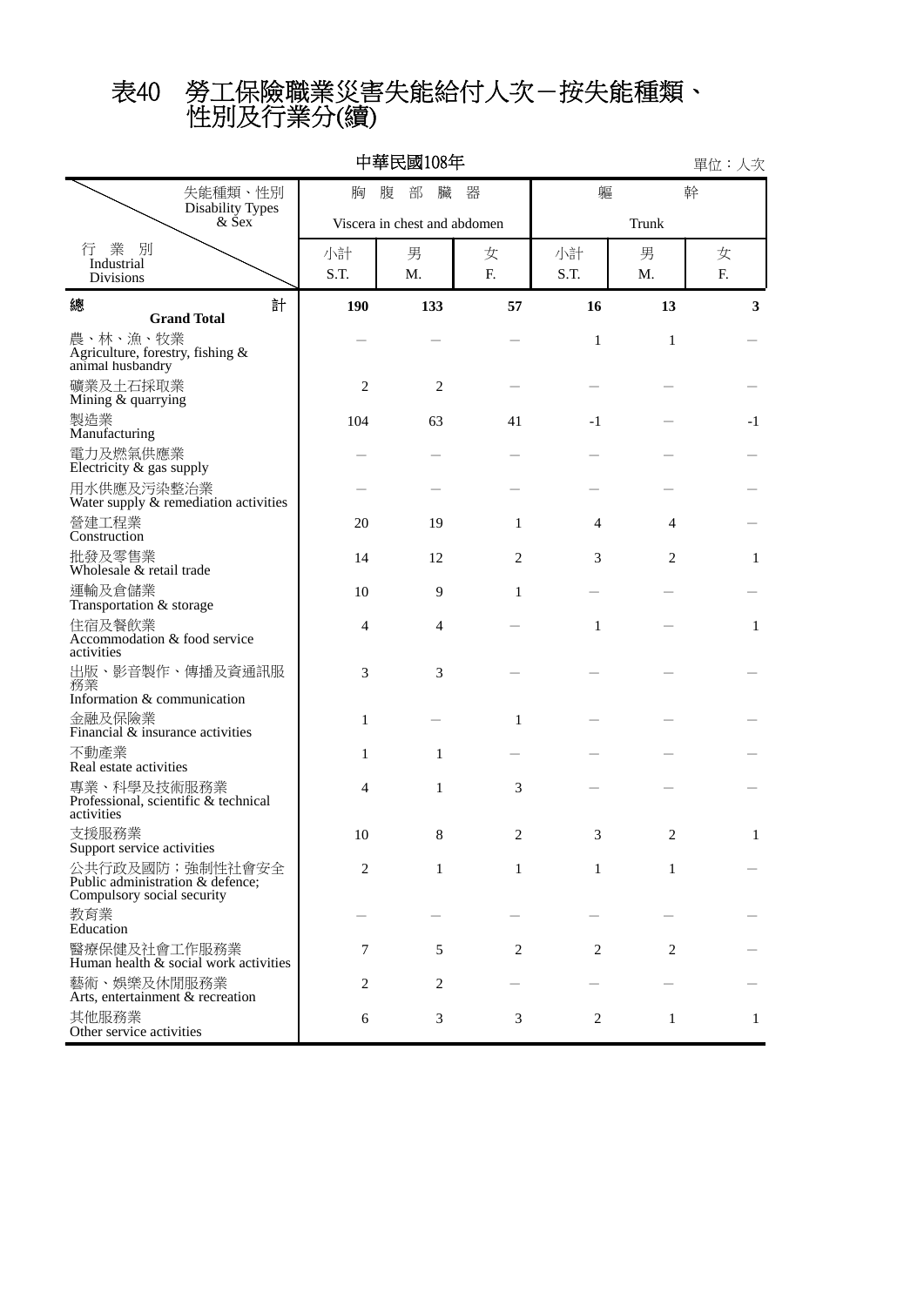# 表40　勞工保險職業災害失能給付人次－按失能種類、性別及行業分(續)

中華民國108年

單位：人次

| 失能種類、性別 Disability Types & Sex / 行業別 Industrial Divisions | 胸腹部臟器 Viscera in chest and abdomen | | | 軀幹 Trunk | | |
|---|---|---|---|---|---|---|
| | 小計 S.T. | 男 M. | 女 F. | 小計 S.T. | 男 M. | 女 F. |
| **總計 Grand Total** | **190** | **133** | **57** | **16** | **13** | **3** |
| 農、林、漁、牧業 Agriculture, forestry, fishing & animal husbandry | － | － | － | 1 | 1 | － |
| 礦業及土石採取業 Mining & quarrying | 2 | 2 | － | － | － | － |
| 製造業 Manufacturing | 104 | 63 | 41 | -1 | － | -1 |
| 電力及燃氣供應業 Electricity & gas supply | － | － | － | － | － | － |
| 用水供應及污染整治業 Water supply & remediation activities | － | － | － | － | － | － |
| 營建工程業 Construction | 20 | 19 | 1 | 4 | 4 | － |
| 批發及零售業 Wholesale & retail trade | 14 | 12 | 2 | 3 | 2 | 1 |
| 運輸及倉儲業 Transportation & storage | 10 | 9 | 1 | － | － | － |
| 住宿及餐飲業 Accommodation & food service activities | 4 | 4 | － | 1 | － | 1 |
| 出版、影音製作、傳播及資通訊服務業 Information & communication | 3 | 3 | － | － | － | － |
| 金融及保險業 Financial & insurance activities | 1 | － | 1 | － | － | － |
| 不動產業 Real estate activities | 1 | 1 | － | － | － | － |
| 專業、科學及技術服務業 Professional, scientific & technical activities | 4 | 1 | 3 | － | － | － |
| 支援服務業 Support service activities | 10 | 8 | 2 | 3 | 2 | 1 |
| 公共行政及國防；強制性社會安全 Public administration & defence; Compulsory social security | 2 | 1 | 1 | 1 | 1 | － |
| 教育業 Education | － | － | － | － | － | － |
| 醫療保健及社會工作服務業 Human health & social work activities | 7 | 5 | 2 | 2 | 2 | － |
| 藝術、娛樂及休閒服務業 Arts, entertainment & recreation | 2 | 2 | － | － | － | － |
| 其他服務業 Other service activities | 6 | 3 | 3 | 2 | 1 | 1 |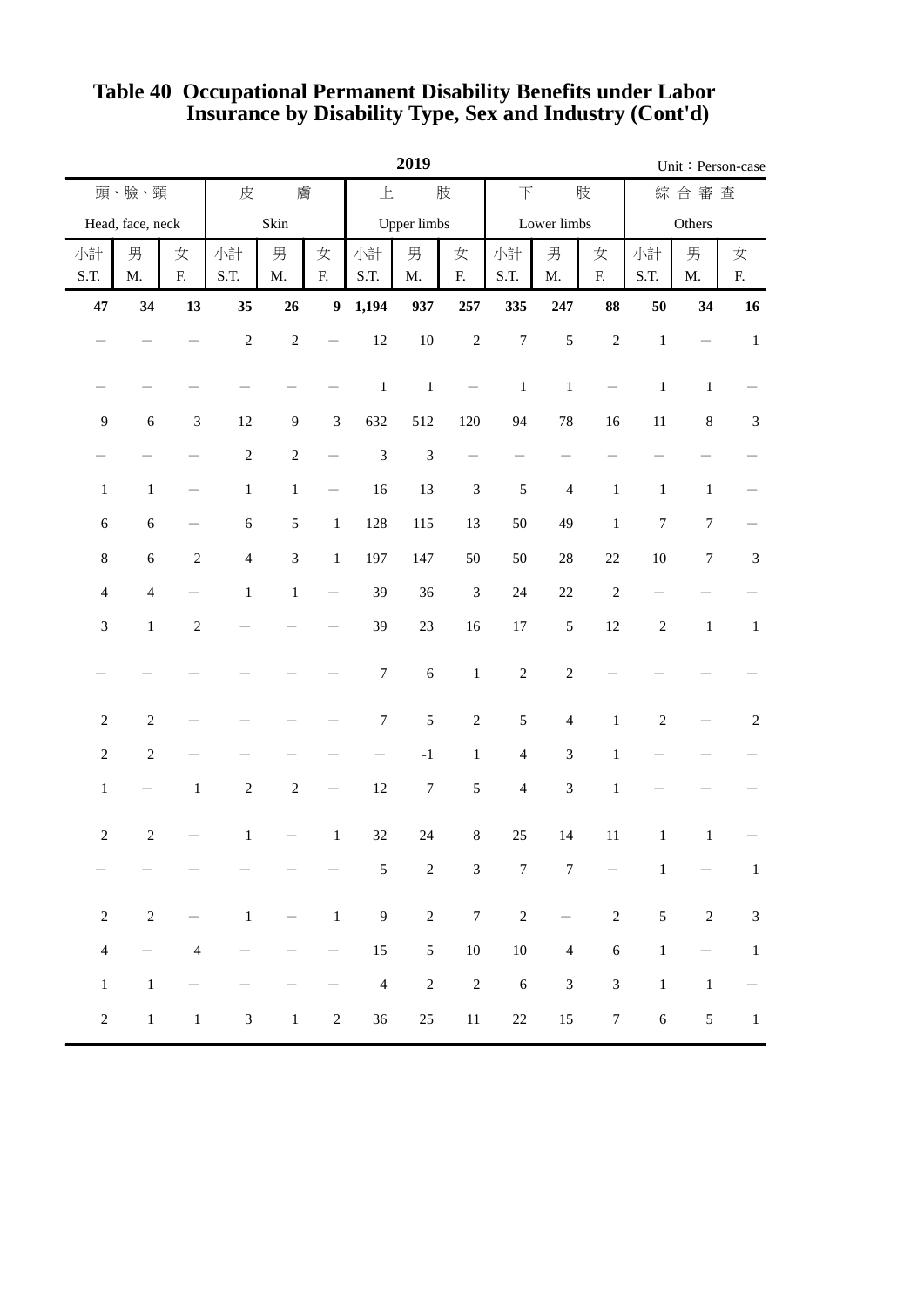# Table 40 Occupational Permanent Disability Benefits under Labor Insurance by Disability Type, Sex and Industry (Cont'd)

2019

Unit：Person-case

| 頭、臉、頸 Head, face, neck | | | 皮膚 Skin | | | 上肢 Upper limbs | | | 下肢 Lower limbs | | | 綜合審查 Others | | |
|---|---|---|---|---|---|---|---|---|---|---|---|---|---|---|
| 小計 S.T. | 男 M. | 女 F. | 小計 S.T. | 男 M. | 女 F. | 小計 S.T. | 男 M. | 女 F. | 小計 S.T. | 男 M. | 女 F. | 小計 S.T. | 男 M. | 女 F. |
| **47** | **34** | **13** | **35** | **26** | **9** | **1,194** | **937** | **257** | **335** | **247** | **88** | **50** | **34** | **16** |
| – | – | – | 2 | 2 | – | 12 | 10 | 2 | 7 | 5 | 2 | 1 | – | 1 |
| – | – | – | – | – | – | 1 | 1 | – | 1 | 1 | – | 1 | 1 | – |
| 9 | 6 | 3 | 12 | 9 | 3 | 632 | 512 | 120 | 94 | 78 | 16 | 11 | 8 | 3 |
| – | – | – | 2 | 2 | – | 3 | 3 | – | – | – | – | – | – | – |
| 1 | 1 | – | 1 | 1 | – | 16 | 13 | 3 | 5 | 4 | 1 | 1 | 1 | – |
| 6 | 6 | – | 6 | 5 | 1 | 128 | 115 | 13 | 50 | 49 | 1 | 7 | 7 | – |
| 8 | 6 | 2 | 4 | 3 | 1 | 197 | 147 | 50 | 50 | 28 | 22 | 10 | 7 | 3 |
| 4 | 4 | – | 1 | 1 | – | 39 | 36 | 3 | 24 | 22 | 2 | – | – | – |
| 3 | 1 | 2 | – | – | – | 39 | 23 | 16 | 17 | 5 | 12 | 2 | 1 | 1 |
| – | – | – | – | – | – | 7 | 6 | 1 | 2 | 2 | – | – | – | – |
| 2 | 2 | – | – | – | – | 7 | 5 | 2 | 5 | 4 | 1 | 2 | – | 2 |
| 2 | 2 | – | – | – | – | – | -1 | 1 | 4 | 3 | 1 | – | – | – |
| 1 | – | 1 | 2 | 2 | – | 12 | 7 | 5 | 4 | 3 | 1 | – | – | – |
| 2 | 2 | – | 1 | – | 1 | 32 | 24 | 8 | 25 | 14 | 11 | 1 | 1 | – |
| – | – | – | – | – | – | 5 | 2 | 3 | 7 | 7 | – | 1 | – | 1 |
| 2 | 2 | – | 1 | – | 1 | 9 | 2 | 7 | 2 | – | 2 | 5 | 2 | 3 |
| 4 | – | 4 | – | – | – | 15 | 5 | 10 | 10 | 4 | 6 | 1 | – | 1 |
| 1 | 1 | – | – | – | – | 4 | 2 | 2 | 6 | 3 | 3 | 1 | 1 | – |
| 2 | 1 | 1 | 3 | 1 | 2 | 36 | 25 | 11 | 22 | 15 | 7 | 6 | 5 | 1 |